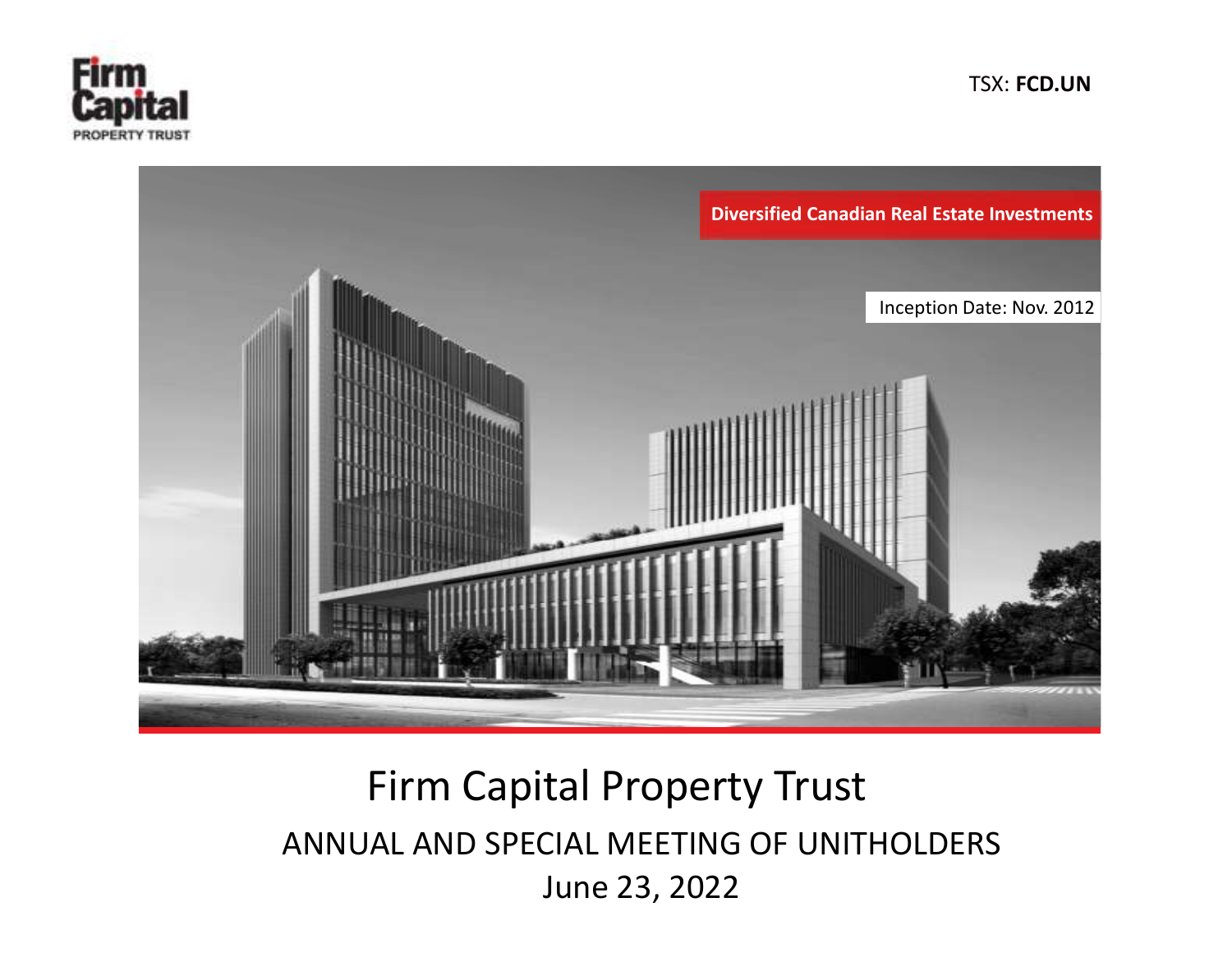Firm Capital PROPERTY TRUST

TSX: **FCD.UN**

**Diversified Canadian Real Estate Investments**

Inception Date: Nov. 2012

# Firm Capital Property Trust

## ANNUAL AND SPECIAL MEETING OF UNITHOLDERS

June 23, 2022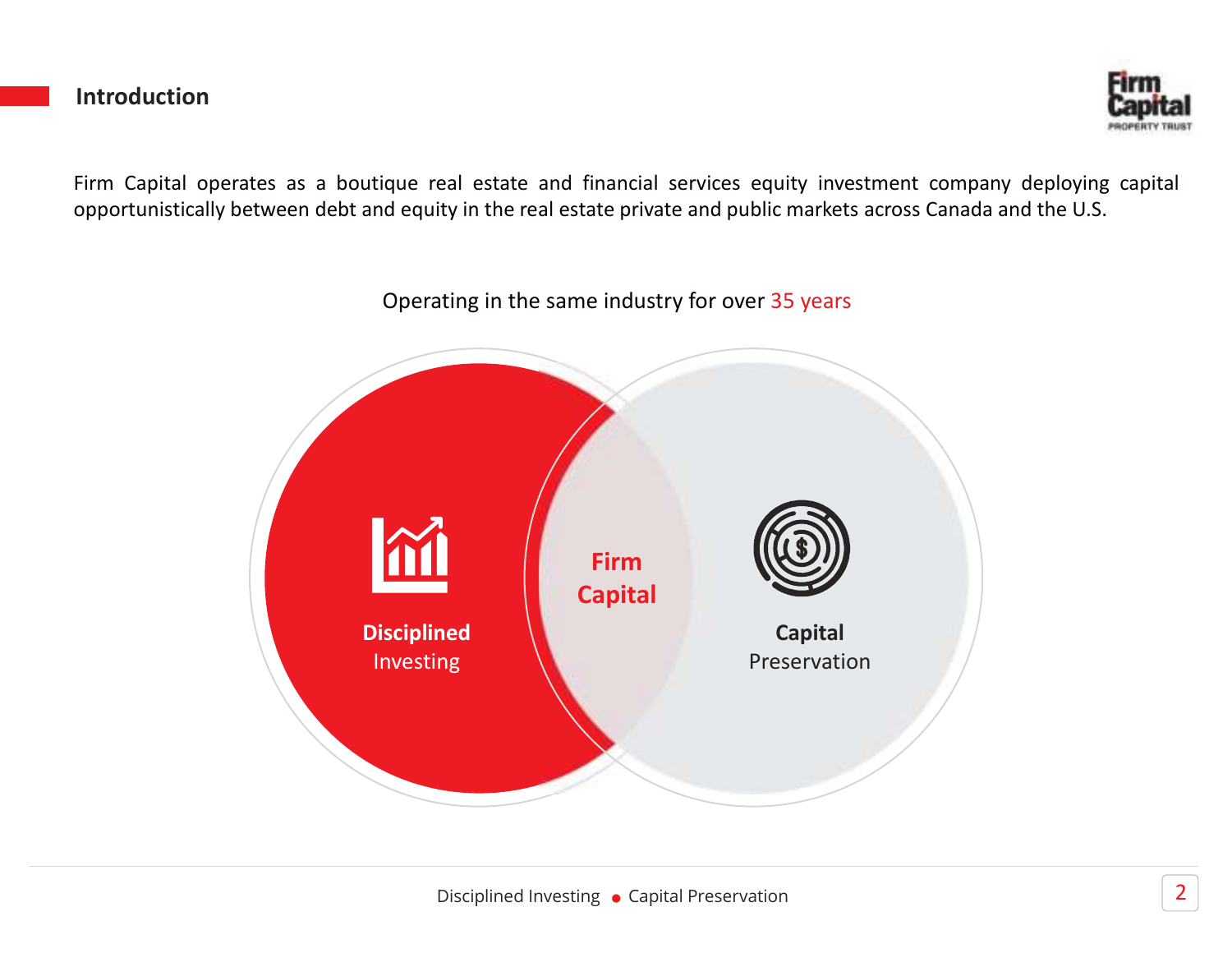## Introduction

Firm Capital operates as a boutique real estate and financial services equity investment company deploying capital opportunistically between debt and equity in the real estate private and public markets across Canada and the U.S.

Operating in the same industry for over 35 years

**Disciplined** Investing

**Firm Capital**

**Capital** Preservation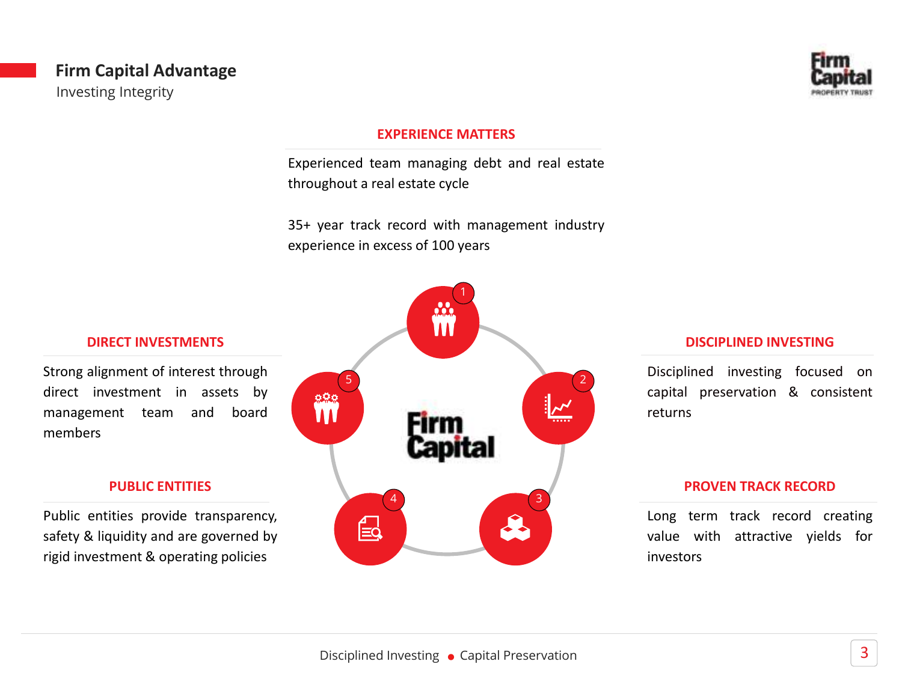# Firm Capital Advantage

Investing Integrity

### EXPERIENCE MATTERS

Experienced team managing debt and real estate throughout a real estate cycle

35+ year track record with management industry experience in excess of 100 years

### DIRECT INVESTMENTS

Strong alignment of interest through direct investment in assets by management team and board members

### PUBLIC ENTITIES

Public entities provide transparency, safety & liquidity and are governed by rigid investment & operating policies

### DISCIPLINED INVESTING

Disciplined investing focused on capital preservation & consistent returns

### PROVEN TRACK RECORD

Long term track record creating value with attractive yields for investors

Disciplined Investing • Capital Preservation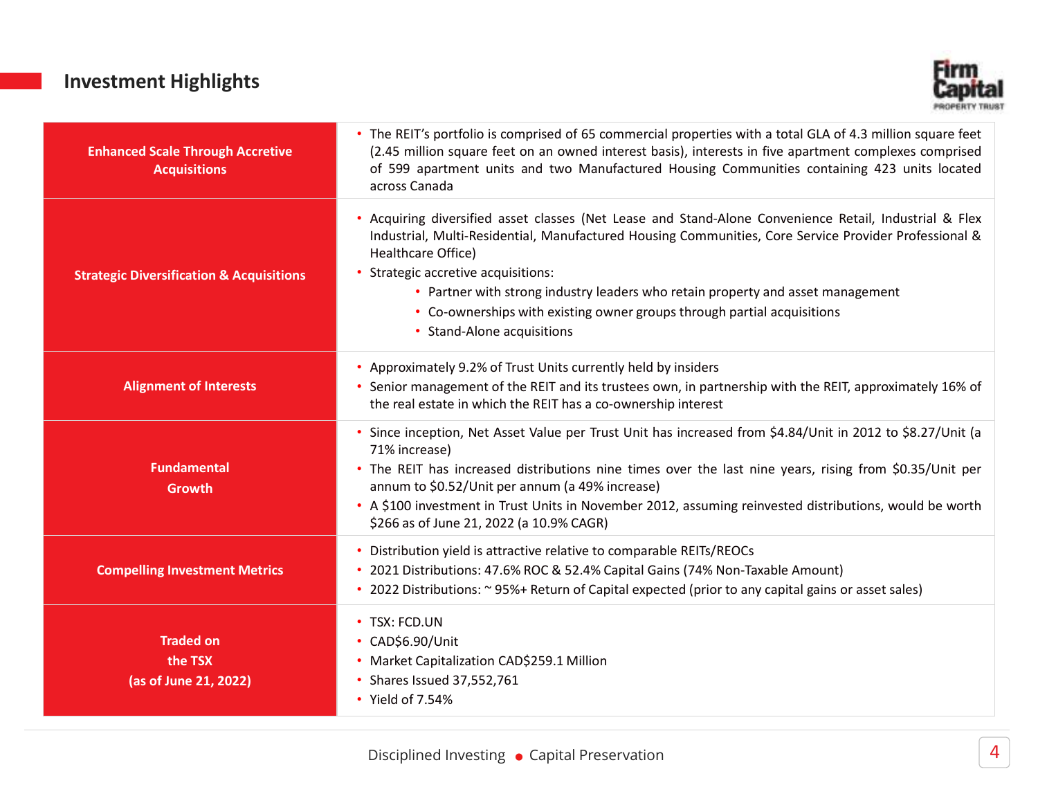## Investment Highlights

| | |
|---|---|
| **Enhanced Scale Through Accretive Acquisitions** | • The REIT's portfolio is comprised of 65 commercial properties with a total GLA of 4.3 million square feet (2.45 million square feet on an owned interest basis), interests in five apartment complexes comprised of 599 apartment units and two Manufactured Housing Communities containing 423 units located across Canada |
| **Strategic Diversification & Acquisitions** | • Acquiring diversified asset classes (Net Lease and Stand-Alone Convenience Retail, Industrial & Flex Industrial, Multi-Residential, Manufactured Housing Communities, Core Service Provider Professional & Healthcare Office)<br>• Strategic accretive acquisitions:<br>  ◦ Partner with strong industry leaders who retain property and asset management<br>  ◦ Co-ownerships with existing owner groups through partial acquisitions<br>  ◦ Stand-Alone acquisitions |
| **Alignment of Interests** | • Approximately 9.2% of Trust Units currently held by insiders<br>• Senior management of the REIT and its trustees own, in partnership with the REIT, approximately 16% of the real estate in which the REIT has a co-ownership interest |
| **Fundamental Growth** | • Since inception, Net Asset Value per Trust Unit has increased from $4.84/Unit in 2012 to $8.27/Unit (a 71% increase)<br>• The REIT has increased distributions nine times over the last nine years, rising from $0.35/Unit per annum to $0.52/Unit per annum (a 49% increase)<br>• A $100 investment in Trust Units in November 2012, assuming reinvested distributions, would be worth $266 as of June 21, 2022 (a 10.9% CAGR) |
| **Compelling Investment Metrics** | • Distribution yield is attractive relative to comparable REITs/REOCs<br>• 2021 Distributions: 47.6% ROC & 52.4% Capital Gains (74% Non-Taxable Amount)<br>• 2022 Distributions: ~ 95%+ Return of Capital expected (prior to any capital gains or asset sales) |
| **Traded on the TSX (as of June 21, 2022)** | • TSX: FCD.UN<br>• CAD$6.90/Unit<br>• Market Capitalization CAD$259.1 Million<br>• Shares Issued 37,552,761<br>• Yield of 7.54% |

Disciplined Investing ● Capital Preservation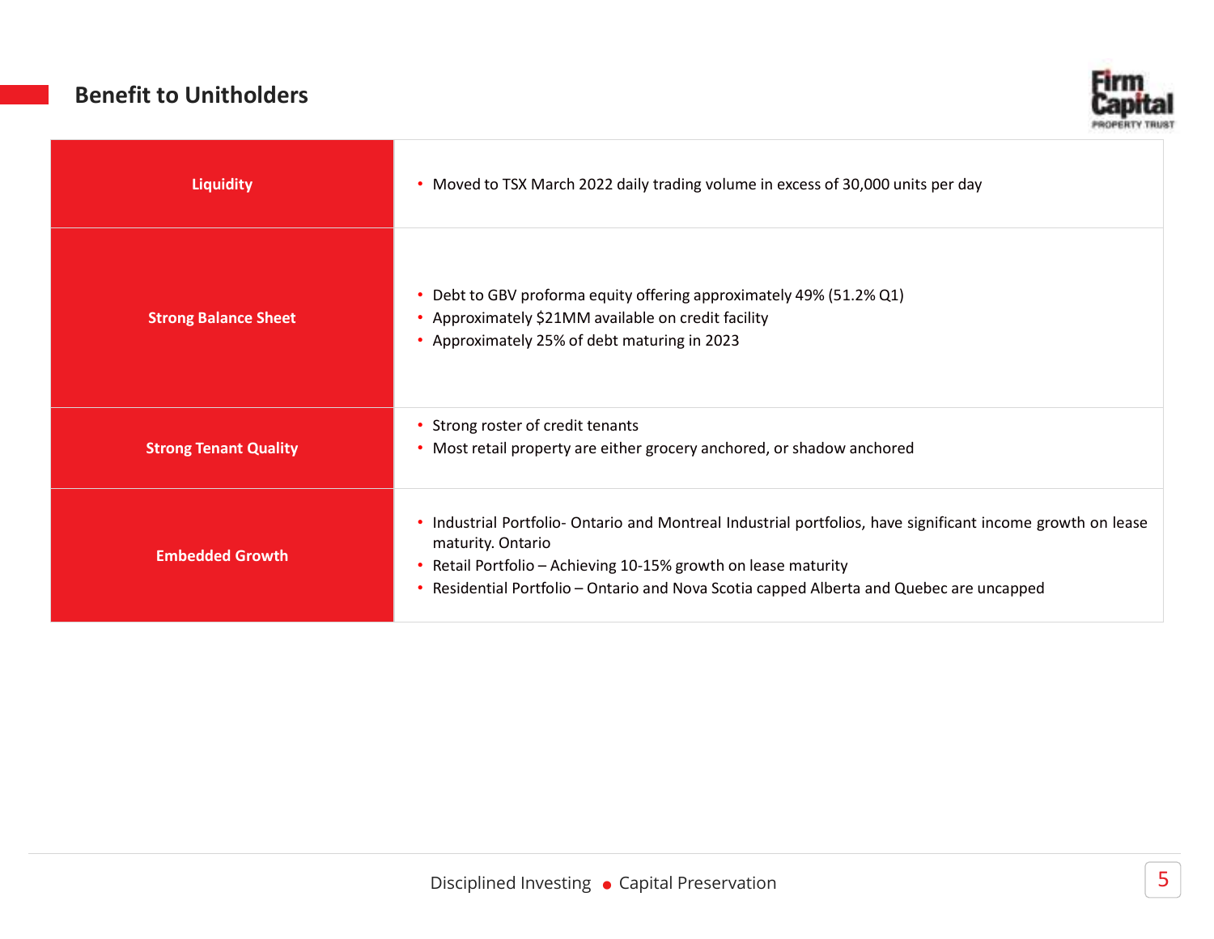## Benefit to Unitholders

| | |
|---|---|
| **Liquidity** | • Moved to TSX March 2022 daily trading volume in excess of 30,000 units per day |
| **Strong Balance Sheet** | • Debt to GBV proforma equity offering approximately 49% (51.2% Q1)<br>• Approximately $21MM available on credit facility<br>• Approximately 25% of debt maturing in 2023 |
| **Strong Tenant Quality** | • Strong roster of credit tenants<br>• Most retail property are either grocery anchored, or shadow anchored |
| **Embedded Growth** | • Industrial Portfolio- Ontario and Montreal Industrial portfolios, have significant income growth on lease maturity. Ontario<br>• Retail Portfolio – Achieving 10-15% growth on lease maturity<br>• Residential Portfolio – Ontario and Nova Scotia capped Alberta and Quebec are uncapped |

Disciplined Investing • Capital Preservation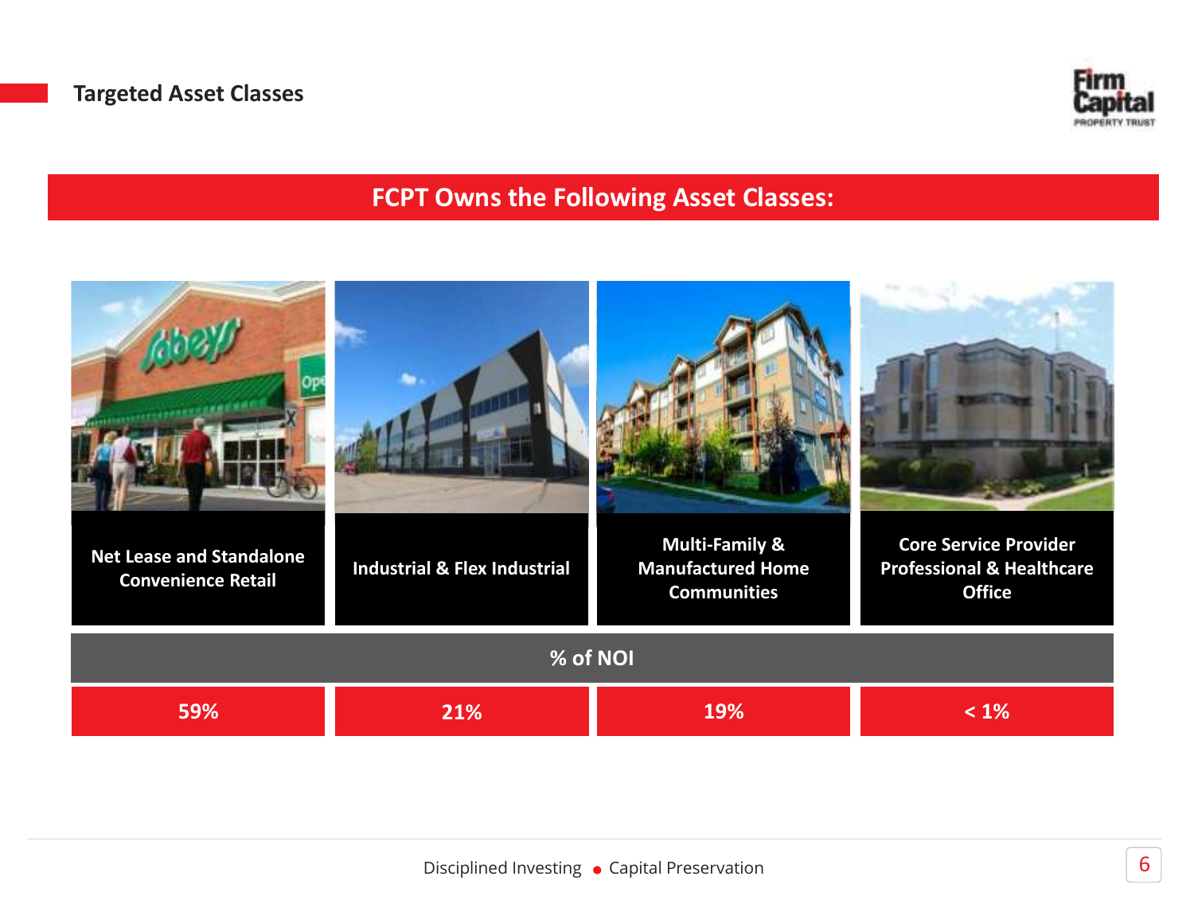## Targeted Asset Classes

### FCPT Owns the Following Asset Classes:

| Net Lease and Standalone Convenience Retail | Industrial & Flex Industrial | Multi-Family & Manufactured Home Communities | Core Service Provider Professional & Healthcare Office |
|---|---|---|---|
| **% of NOI** | | | |
| 59% | 21% | 19% | < 1% |

Disciplined Investing ● Capital Preservation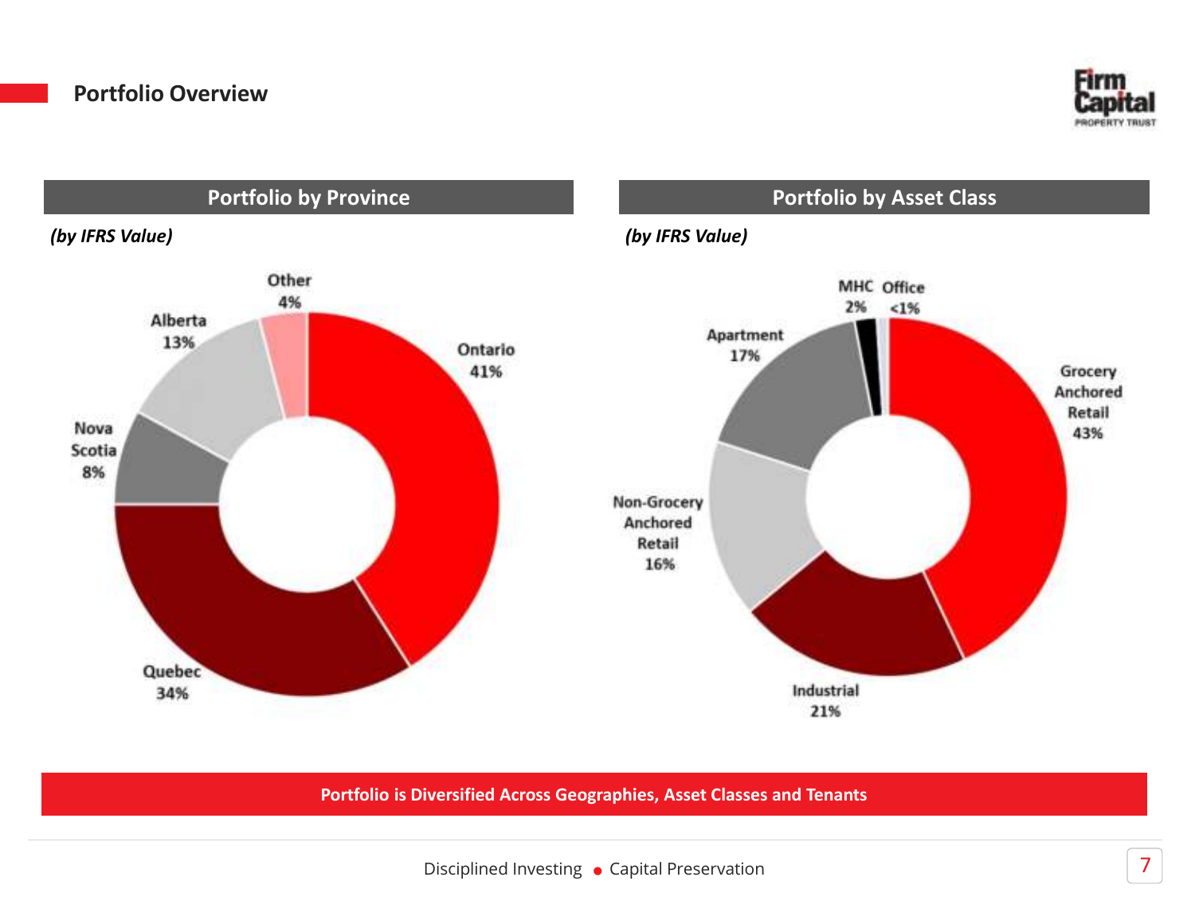# Portfolio Overview

## Portfolio by Province

*(by IFRS Value)*

| Province | % |
| --- | --- |
| Ontario | 41% |
| Quebec | 34% |
| Nova Scotia | 8% |
| Alberta | 13% |
| Other | 4% |

## Portfolio by Asset Class

*(by IFRS Value)*

| Asset Class | % |
| --- | --- |
| Grocery Anchored Retail | 43% |
| Industrial | 21% |
| Non-Grocery Anchored Retail | 16% |
| Apartment | 17% |
| MHC | 2% |
| Office | <1% |

**Portfolio is Diversified Across Geographies, Asset Classes and Tenants**

Disciplined Investing • Capital Preservation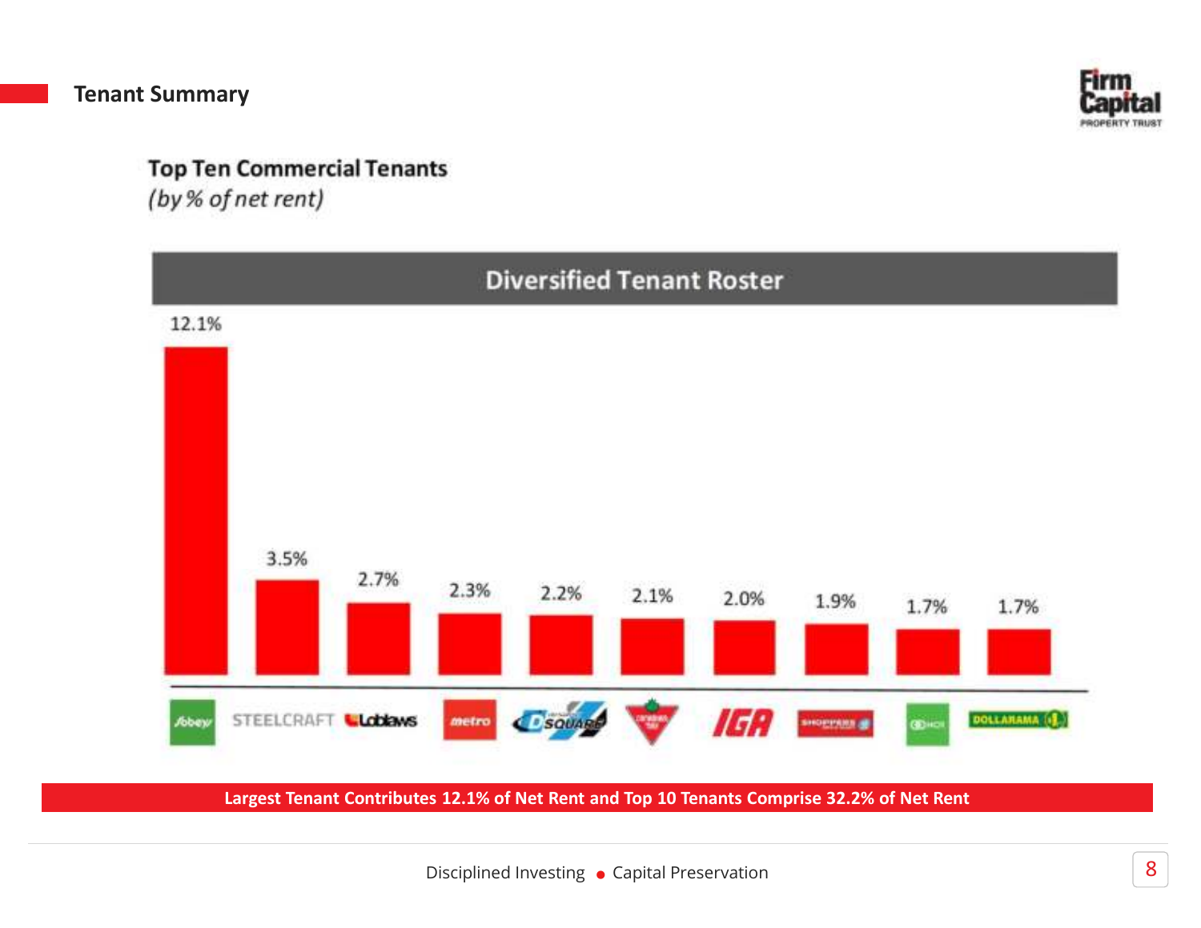## Tenant Summary

### Top Ten Commercial Tenants
*(by % of net rent)*

**Diversified Tenant Roster**

| Tenant | % of Net Rent |
|---|---|
| Sobeys | 12.1% |
| Steelcraft | 3.5% |
| Loblaws | 2.7% |
| Metro | 2.3% |
| Dsquared | 2.2% |
| Canadian Tire | 2.1% |
| IGA | 2.0% |
| Shoppers Drug Mart | 1.9% |
| HOI | 1.7% |
| Dollarama | 1.7% |

**Largest Tenant Contributes 12.1% of Net Rent and Top 10 Tenants Comprise 32.2% of Net Rent**

Disciplined Investing • Capital Preservation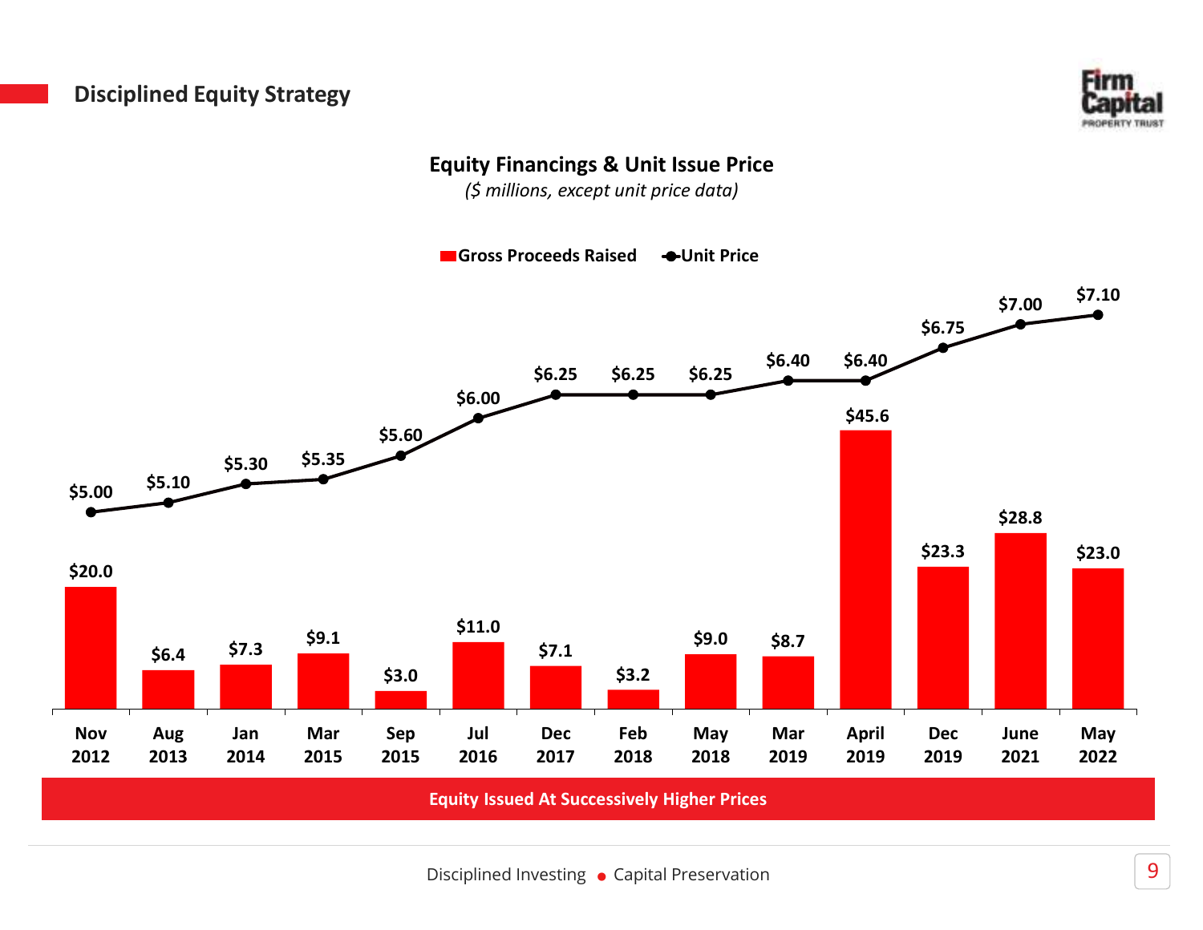## Disciplined Equity Strategy

### Equity Financings & Unit Issue Price

*($ millions, except unit price data)*

| Date | Gross Proceeds Raised | Unit Price |
|---|---|---|
| Nov 2012 | $20.0 | $5.00 |
| Aug 2013 | $6.4 | $5.10 |
| Jan 2014 | $7.3 | $5.30 |
| Mar 2015 | $9.1 | $5.35 |
| Sep 2015 | $3.0 | $5.60 |
| Jul 2016 | $11.0 | $6.00 |
| Dec 2017 | $7.1 | $6.25 |
| Feb 2018 | $3.2 | $6.25 |
| May 2018 | $9.0 | $6.25 |
| Mar 2019 | $8.7 | $6.40 |
| April 2019 | $45.6 | $6.40 |
| Dec 2019 | $23.3 | $6.75 |
| June 2021 | $28.8 | $7.00 |
| May 2022 | $23.0 | $7.10 |

**Equity Issued At Successively Higher Prices**

Disciplined Investing • Capital Preservation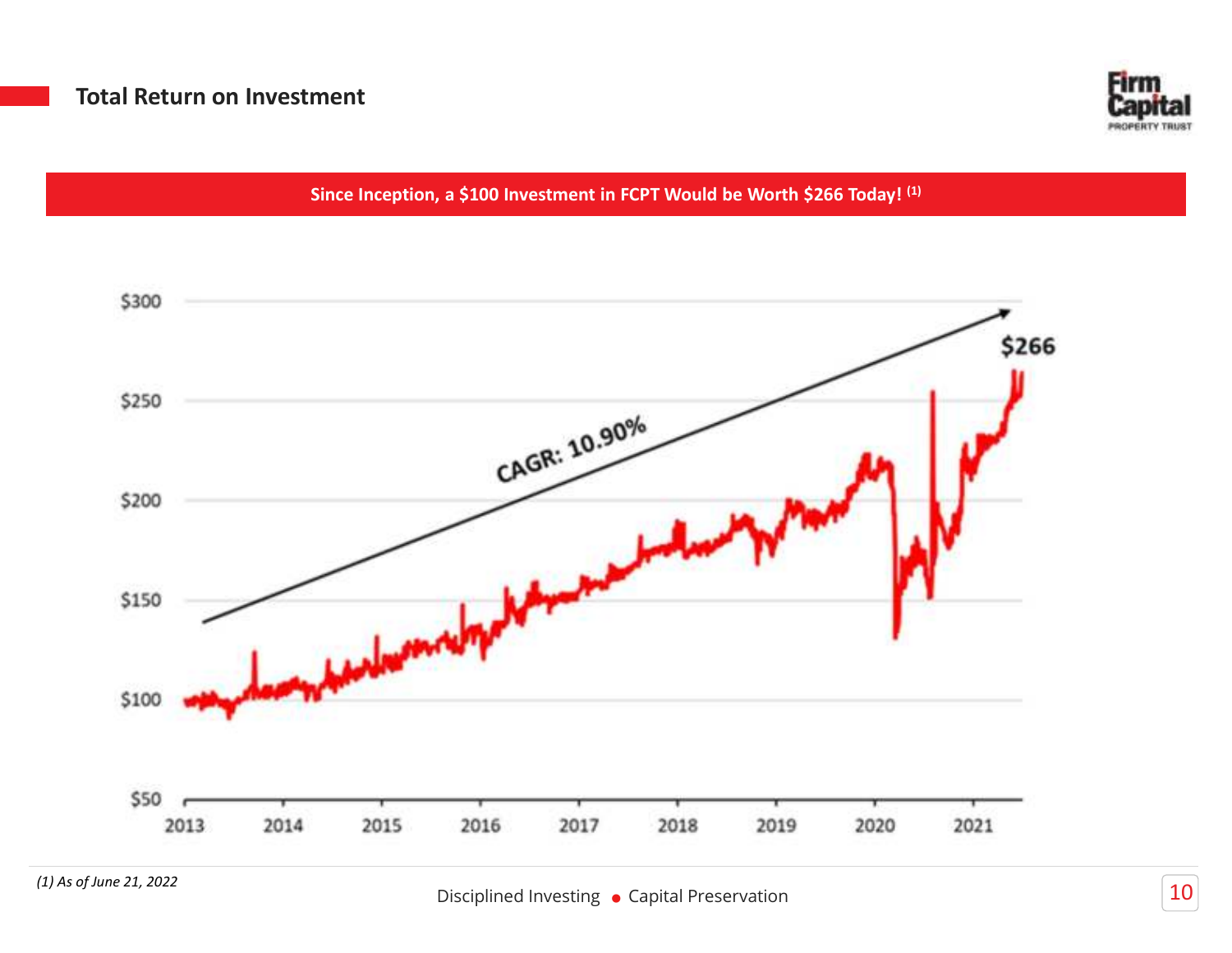## Total Return on Investment

**Since Inception, a $100 Investment in FCPT Would be Worth $266 Today! [1]**

CAGR: 10.90%

$266

(1) As of June 21, 2022

Disciplined Investing • Capital Preservation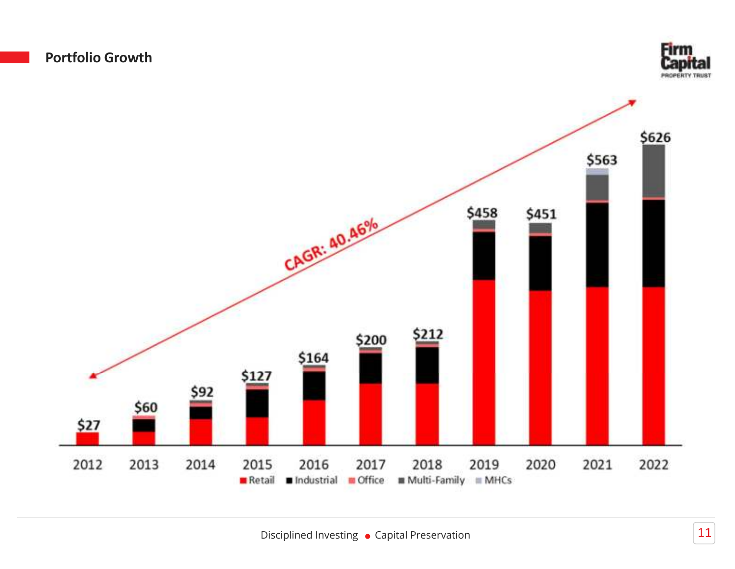## Portfolio Growth

CAGR: 40.46%

| Year | Total |
|---|---|
| 2012 | $27 |
| 2013 | $60 |
| 2014 | $92 |
| 2015 | $127 |
| 2016 | $164 |
| 2017 | $200 |
| 2018 | $212 |
| 2019 | $458 |
| 2020 | $451 |
| 2021 | $563 |
| 2022 | $626 |

Retail ■ Industrial ■ Office ■ Multi-Family ■ MHCs

Disciplined Investing ● Capital Preservation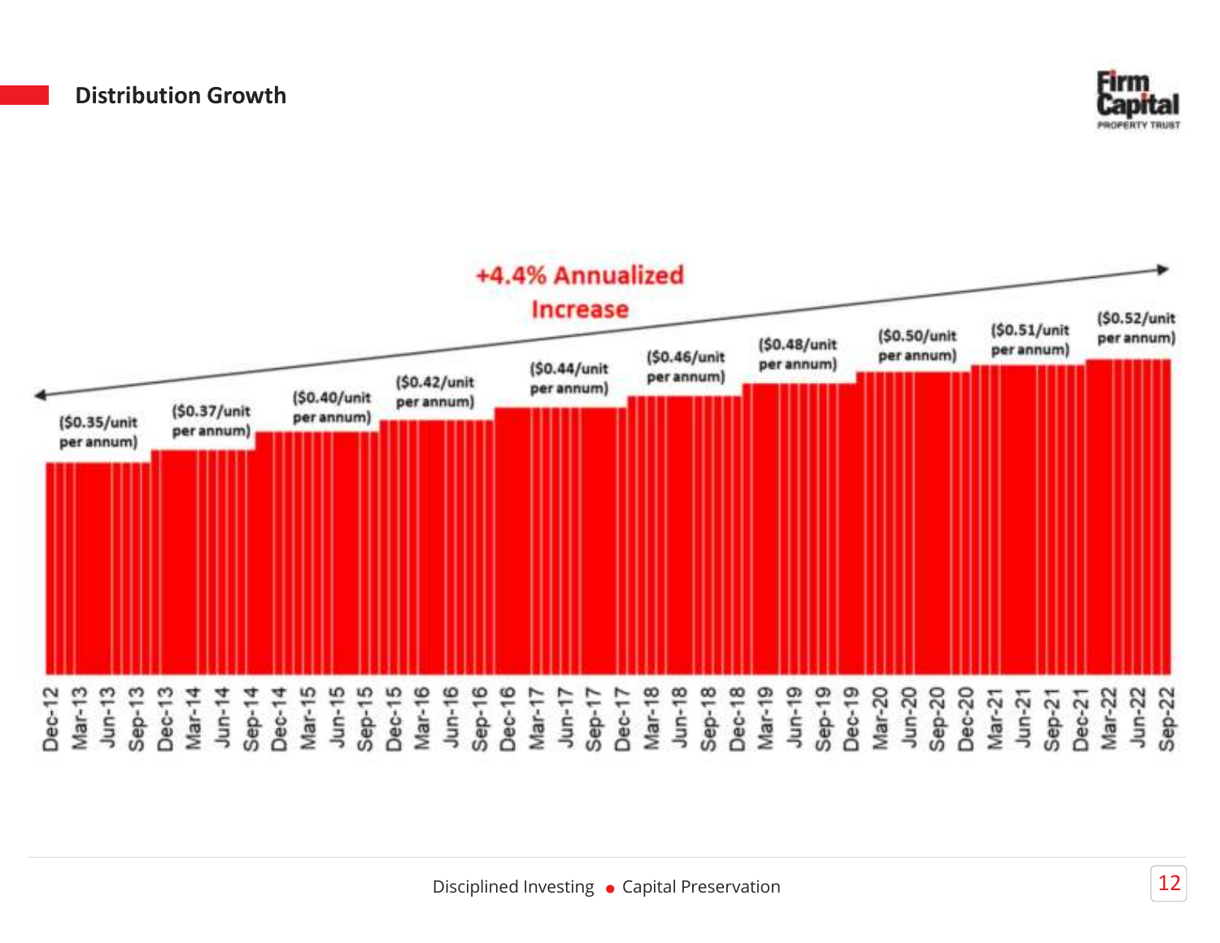## Distribution Growth

+4.4% Annualized Increase

| Period | Distribution |
|---|---|
| Dec-12 – Sep-13 | ($0.35/unit per annum) |
| Dec-13 – Sep-14 | ($0.37/unit per annum) |
| Dec-14 – Sep-15 | ($0.40/unit per annum) |
| Dec-15 – Sep-16 | ($0.42/unit per annum) |
| Dec-16 – Sep-17 | ($0.44/unit per annum) |
| Dec-17 – Sep-18 | ($0.46/unit per annum) |
| Dec-18 – Sep-19 | ($0.48/unit per annum) |
| Dec-19 – Sep-20 | ($0.50/unit per annum) |
| Dec-20 – Sep-21 | ($0.51/unit per annum) |
| Dec-21 – Sep-22 | ($0.52/unit per annum) |

Disciplined Investing • Capital Preservation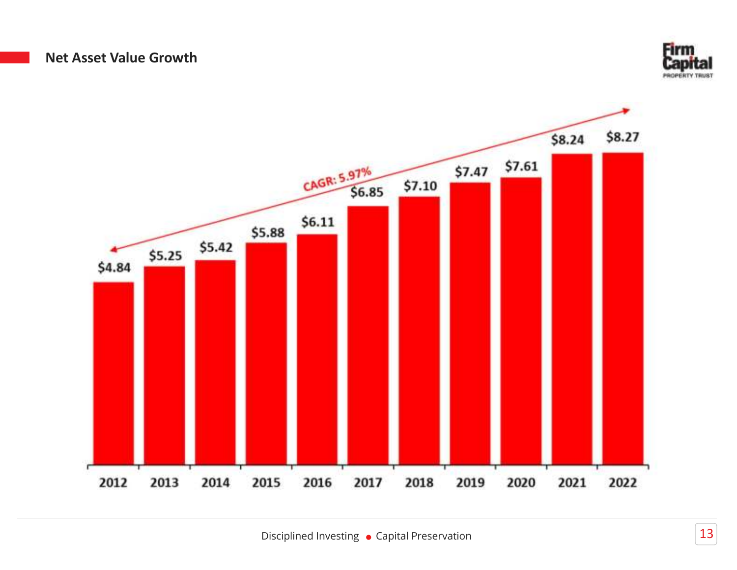## Net Asset Value Growth

| Year | Net Asset Value |
|---|---|
| 2012 | $4.84 |
| 2013 | $5.25 |
| 2014 | $5.42 |
| 2015 | $5.88 |
| 2016 | $6.11 |
| 2017 | $6.85 |
| 2018 | $7.10 |
| 2019 | $7.47 |
| 2020 | $7.61 |
| 2021 | $8.24 |
| 2022 | $8.27 |

CAGR: 5.97%

Disciplined Investing • Capital Preservation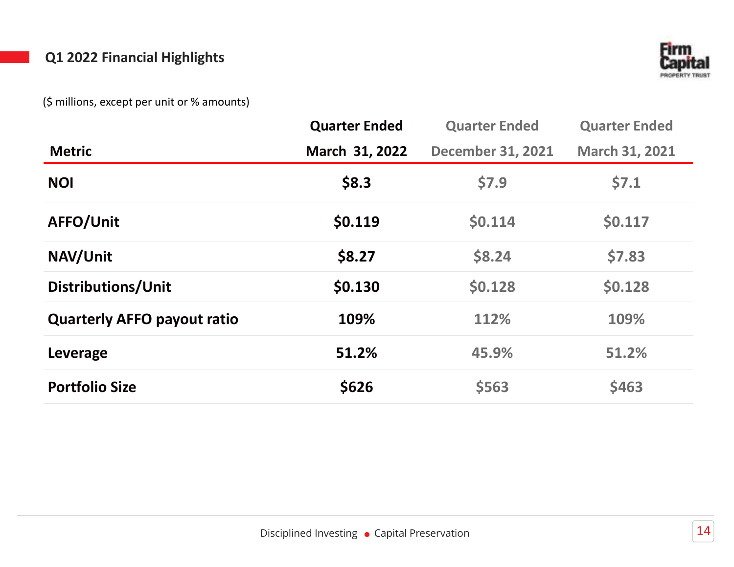## Q1 2022 Financial Highlights

($ millions, except per unit or % amounts)

| Metric | Quarter Ended March 31, 2022 | Quarter Ended December 31, 2021 | Quarter Ended March 31, 2021 |
|---|---|---|---|
| **NOI** | **$8.3** | $7.9 | $7.1 |
| **AFFO/Unit** | **$0.119** | $0.114 | $0.117 |
| **NAV/Unit** | **$8.27** | $8.24 | $7.83 |
| **Distributions/Unit** | **$0.130** | $0.128 | $0.128 |
| **Quarterly AFFO payout ratio** | **109%** | 112% | 109% |
| **Leverage** | **51.2%** | 45.9% | 51.2% |
| **Portfolio Size** | **$626** | $563 | $463 |

Disciplined Investing • Capital Preservation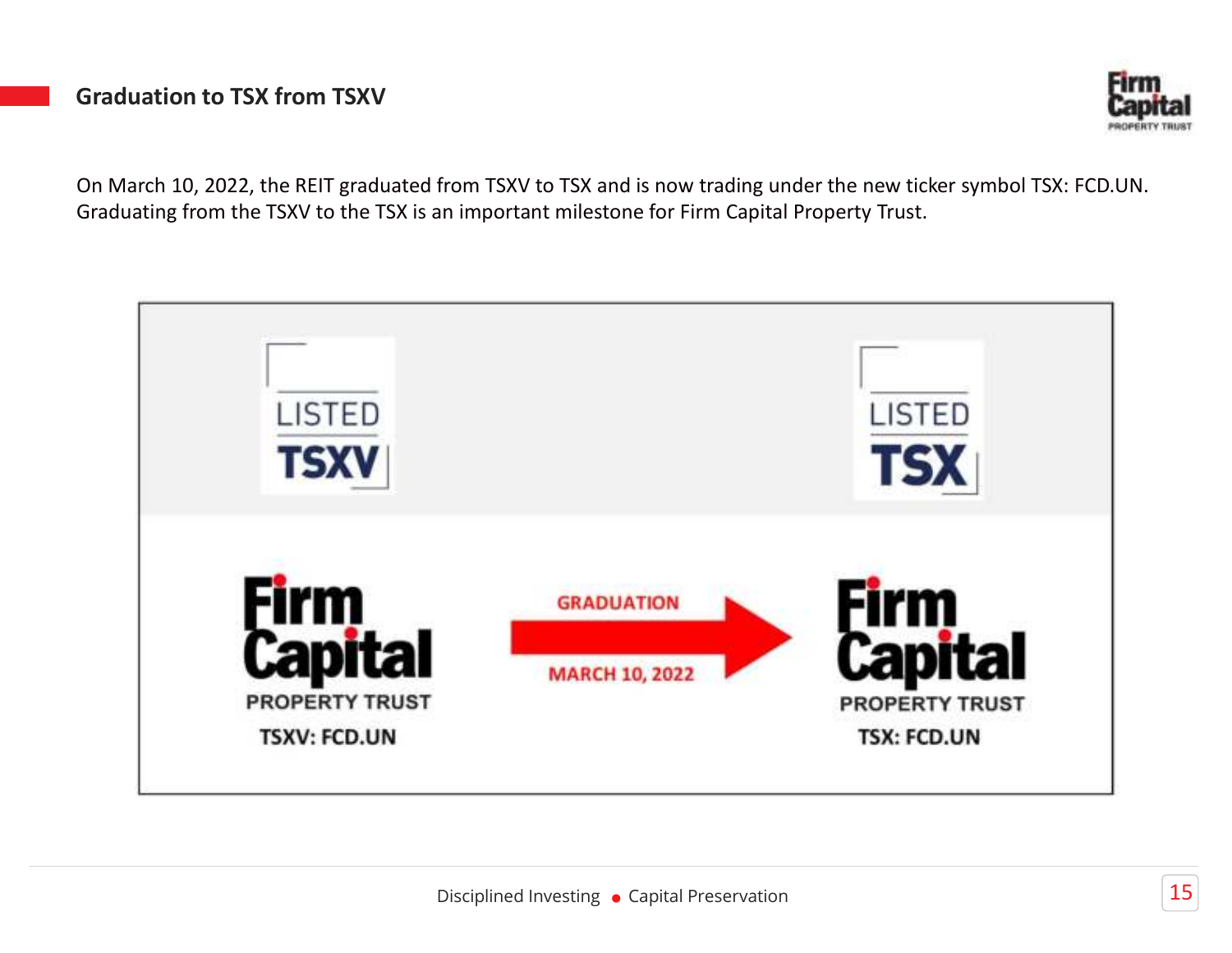## Graduation to TSX from TSXV

On March 10, 2022, the REIT graduated from TSXV to TSX and is now trading under the new ticker symbol TSX: FCD.UN. Graduating from the TSXV to the TSX is an important milestone for Firm Capital Property Trust.

LISTED TSXV

Firm Capital PROPERTY TRUST

TSXV: FCD.UN

GRADUATION

MARCH 10, 2022

LISTED TSX

Firm Capital PROPERTY TRUST

TSX: FCD.UN

Disciplined Investing • Capital Preservation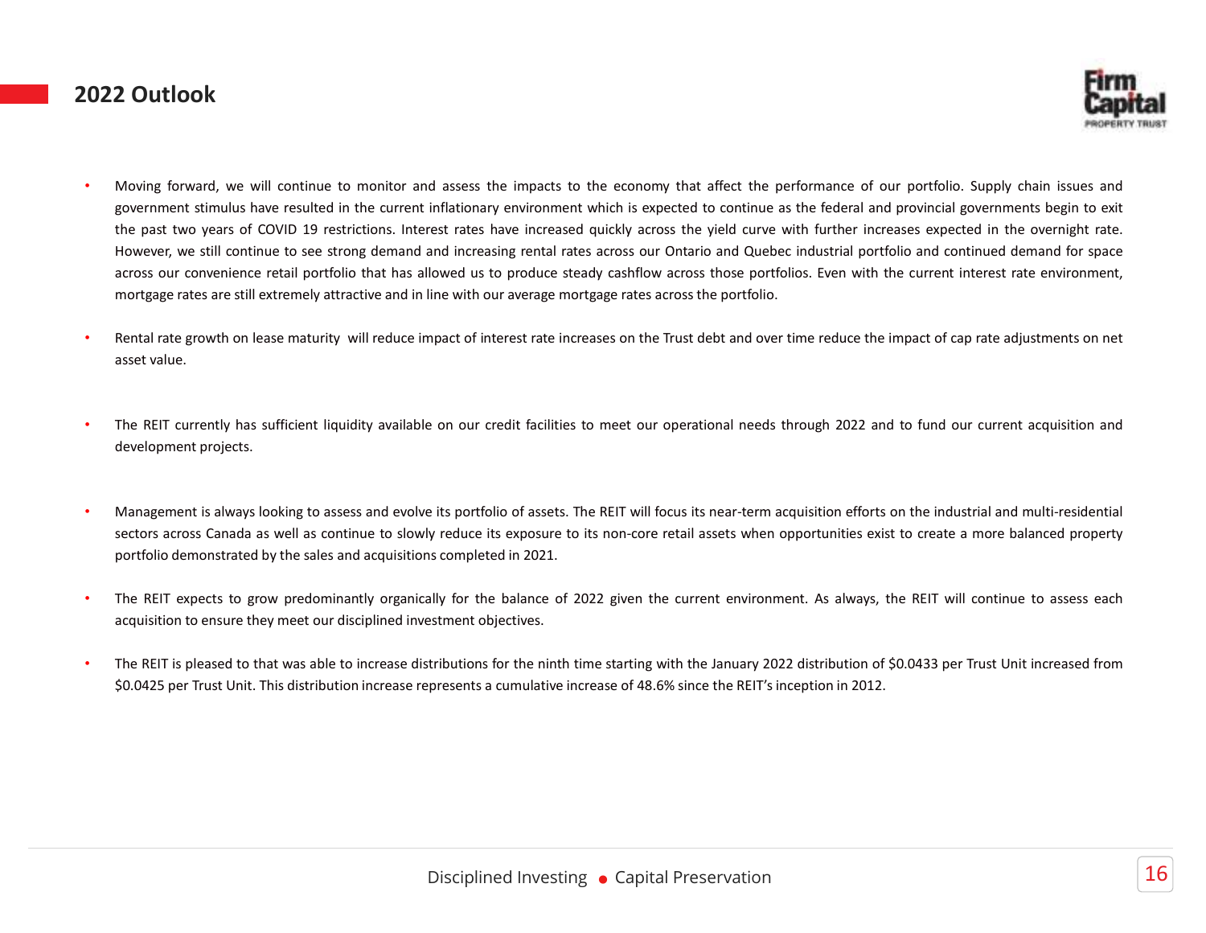## 2022 Outlook

- Moving forward, we will continue to monitor and assess the impacts to the economy that affect the performance of our portfolio. Supply chain issues and government stimulus have resulted in the current inflationary environment which is expected to continue as the federal and provincial governments begin to exit the past two years of COVID 19 restrictions. Interest rates have increased quickly across the yield curve with further increases expected in the overnight rate. However, we still continue to see strong demand and increasing rental rates across our Ontario and Quebec industrial portfolio and continued demand for space across our convenience retail portfolio that has allowed us to produce steady cashflow across those portfolios. Even with the current interest rate environment, mortgage rates are still extremely attractive and in line with our average mortgage rates across the portfolio.

- Rental rate growth on lease maturity will reduce impact of interest rate increases on the Trust debt and over time reduce the impact of cap rate adjustments on net asset value.

- The REIT currently has sufficient liquidity available on our credit facilities to meet our operational needs through 2022 and to fund our current acquisition and development projects.

- Management is always looking to assess and evolve its portfolio of assets. The REIT will focus its near-term acquisition efforts on the industrial and multi-residential sectors across Canada as well as continue to slowly reduce its exposure to its non-core retail assets when opportunities exist to create a more balanced property portfolio demonstrated by the sales and acquisitions completed in 2021.

- The REIT expects to grow predominantly organically for the balance of 2022 given the current environment. As always, the REIT will continue to assess each acquisition to ensure they meet our disciplined investment objectives.

- The REIT is pleased to that was able to increase distributions for the ninth time starting with the January 2022 distribution of $0.0433 per Trust Unit increased from $0.0425 per Trust Unit. This distribution increase represents a cumulative increase of 48.6% since the REIT's inception in 2012.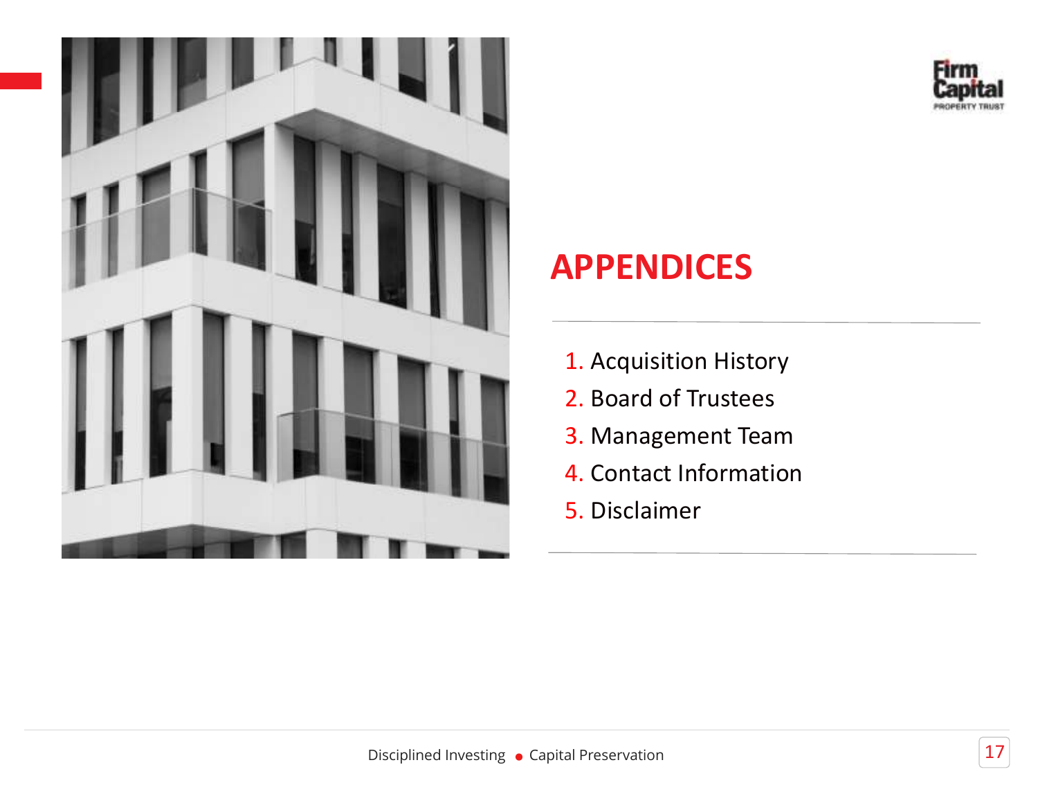# APPENDICES

1. Acquisition History
2. Board of Trustees
3. Management Team
4. Contact Information
5. Disclaimer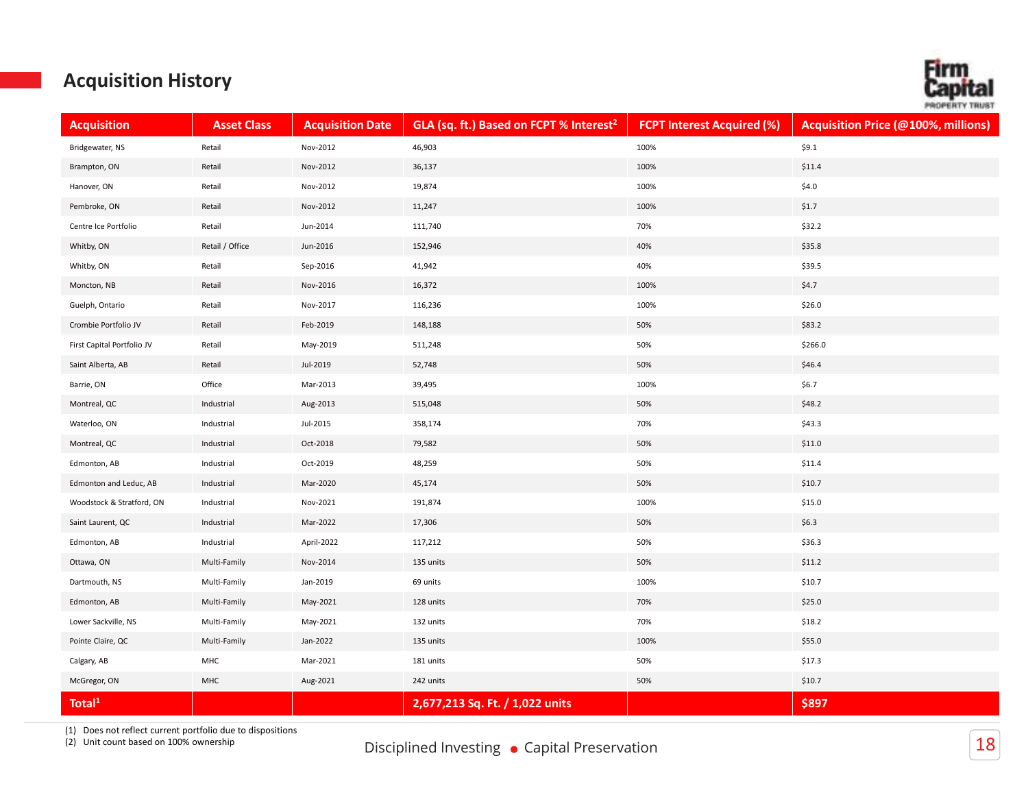## Acquisition History

| Acquisition | Asset Class | Acquisition Date | GLA (sq. ft.) Based on FCPT % Interest[2] | FCPT Interest Acquired (%) | Acquisition Price (@100%, millions) |
|---|---|---|---|---|---|
| Bridgewater, NS | Retail | Nov-2012 | 46,903 | 100% | $9.1 |
| Brampton, ON | Retail | Nov-2012 | 36,137 | 100% | $11.4 |
| Hanover, ON | Retail | Nov-2012 | 19,874 | 100% | $4.0 |
| Pembroke, ON | Retail | Nov-2012 | 11,247 | 100% | $1.7 |
| Centre Ice Portfolio | Retail | Jun-2014 | 111,740 | 70% | $32.2 |
| Whitby, ON | Retail / Office | Jun-2016 | 152,946 | 40% | $35.8 |
| Whitby, ON | Retail | Sep-2016 | 41,942 | 40% | $39.5 |
| Moncton, NB | Retail | Nov-2016 | 16,372 | 100% | $4.7 |
| Guelph, Ontario | Retail | Nov-2017 | 116,236 | 100% | $26.0 |
| Crombie Portfolio JV | Retail | Feb-2019 | 148,188 | 50% | $83.2 |
| First Capital Portfolio JV | Retail | May-2019 | 511,248 | 50% | $266.0 |
| Saint Alberta, AB | Retail | Jul-2019 | 52,748 | 50% | $46.4 |
| Barrie, ON | Office | Mar-2013 | 39,495 | 100% | $6.7 |
| Montreal, QC | Industrial | Aug-2013 | 515,048 | 50% | $48.2 |
| Waterloo, ON | Industrial | Jul-2015 | 358,174 | 70% | $43.3 |
| Montreal, QC | Industrial | Oct-2018 | 79,582 | 50% | $11.0 |
| Edmonton, AB | Industrial | Oct-2019 | 48,259 | 50% | $11.4 |
| Edmonton and Leduc, AB | Industrial | Mar-2020 | 45,174 | 50% | $10.7 |
| Woodstock & Stratford, ON | Industrial | Nov-2021 | 191,874 | 100% | $15.0 |
| Saint Laurent, QC | Industrial | Mar-2022 | 17,306 | 50% | $6.3 |
| Edmonton, AB | Industrial | April-2022 | 117,212 | 50% | $36.3 |
| Ottawa, ON | Multi-Family | Nov-2014 | 135 units | 50% | $11.2 |
| Dartmouth, NS | Multi-Family | Jan-2019 | 69 units | 100% | $10.7 |
| Edmonton, AB | Multi-Family | May-2021 | 128 units | 70% | $25.0 |
| Lower Sackville, NS | Multi-Family | May-2021 | 132 units | 70% | $18.2 |
| Pointe Claire, QC | Multi-Family | Jan-2022 | 135 units | 100% | $55.0 |
| Calgary, AB | MHC | Mar-2021 | 181 units | 50% | $17.3 |
| McGregor, ON | MHC | Aug-2021 | 242 units | 50% | $10.7 |
| **Total[1]** | | | **2,677,213 Sq. Ft. / 1,022 units** | | **$897** |

(1) Does not reflect current portfolio due to dispositions
(2) Unit count based on 100% ownership

Disciplined Investing • Capital Preservation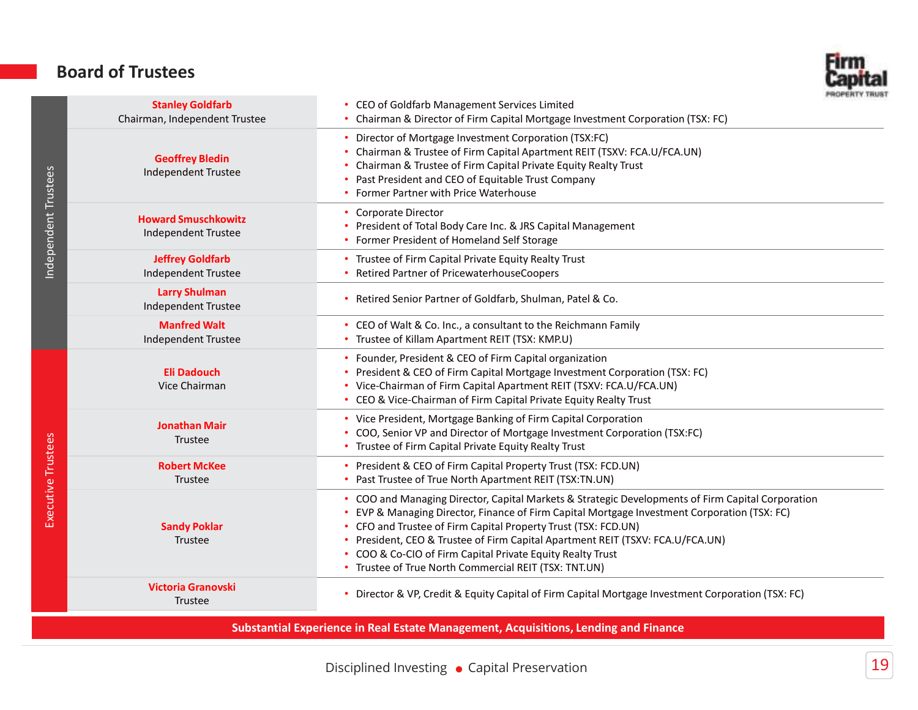## Board of Trustees

| | Trustee | Experience |
|---|---|---|
| Independent Trustees | **Stanley Goldfarb**<br>Chairman, Independent Trustee | • CEO of Goldfarb Management Services Limited<br>• Chairman & Director of Firm Capital Mortgage Investment Corporation (TSX: FC) |
| | **Geoffrey Bledin**<br>Independent Trustee | • Director of Mortgage Investment Corporation (TSX:FC)<br>• Chairman & Trustee of Firm Capital Apartment REIT (TSXV: FCA.U/FCA.UN)<br>• Chairman & Trustee of Firm Capital Private Equity Realty Trust<br>• Past President and CEO of Equitable Trust Company<br>• Former Partner with Price Waterhouse |
| | **Howard Smuschkowitz**<br>Independent Trustee | • Corporate Director<br>• President of Total Body Care Inc. & JRS Capital Management<br>• Former President of Homeland Self Storage |
| | **Jeffrey Goldfarb**<br>Independent Trustee | • Trustee of Firm Capital Private Equity Realty Trust<br>• Retired Partner of PricewaterhouseCoopers |
| | **Larry Shulman**<br>Independent Trustee | • Retired Senior Partner of Goldfarb, Shulman, Patel & Co. |
| | **Manfred Walt**<br>Independent Trustee | • CEO of Walt & Co. Inc., a consultant to the Reichmann Family<br>• Trustee of Killam Apartment REIT (TSX: KMP.U) |
| Executive Trustees | **Eli Dadouch**<br>Vice Chairman | • Founder, President & CEO of Firm Capital organization<br>• President & CEO of Firm Capital Mortgage Investment Corporation (TSX: FC)<br>• Vice-Chairman of Firm Capital Apartment REIT (TSXV: FCA.U/FCA.UN)<br>• CEO & Vice-Chairman of Firm Capital Private Equity Realty Trust |
| | **Jonathan Mair**<br>Trustee | • Vice President, Mortgage Banking of Firm Capital Corporation<br>• COO, Senior VP and Director of Mortgage Investment Corporation (TSX:FC)<br>• Trustee of Firm Capital Private Equity Realty Trust |
| | **Robert McKee**<br>Trustee | • President & CEO of Firm Capital Property Trust (TSX: FCD.UN)<br>• Past Trustee of True North Apartment REIT (TSX:TN.UN) |
| | **Sandy Poklar**<br>Trustee | • COO and Managing Director, Capital Markets & Strategic Developments of Firm Capital Corporation<br>• EVP & Managing Director, Finance of Firm Capital Mortgage Investment Corporation (TSX: FC)<br>• CFO and Trustee of Firm Capital Property Trust (TSX: FCD.UN)<br>• President, CEO & Trustee of Firm Capital Apartment REIT (TSXV: FCA.U/FCA.UN)<br>• COO & Co-CIO of Firm Capital Private Equity Realty Trust<br>• Trustee of True North Commercial REIT (TSX: TNT.UN) |
| | **Victoria Granovski**<br>Trustee | • Director & VP, Credit & Equity Capital of Firm Capital Mortgage Investment Corporation (TSX: FC) |

**Substantial Experience in Real Estate Management, Acquisitions, Lending and Finance**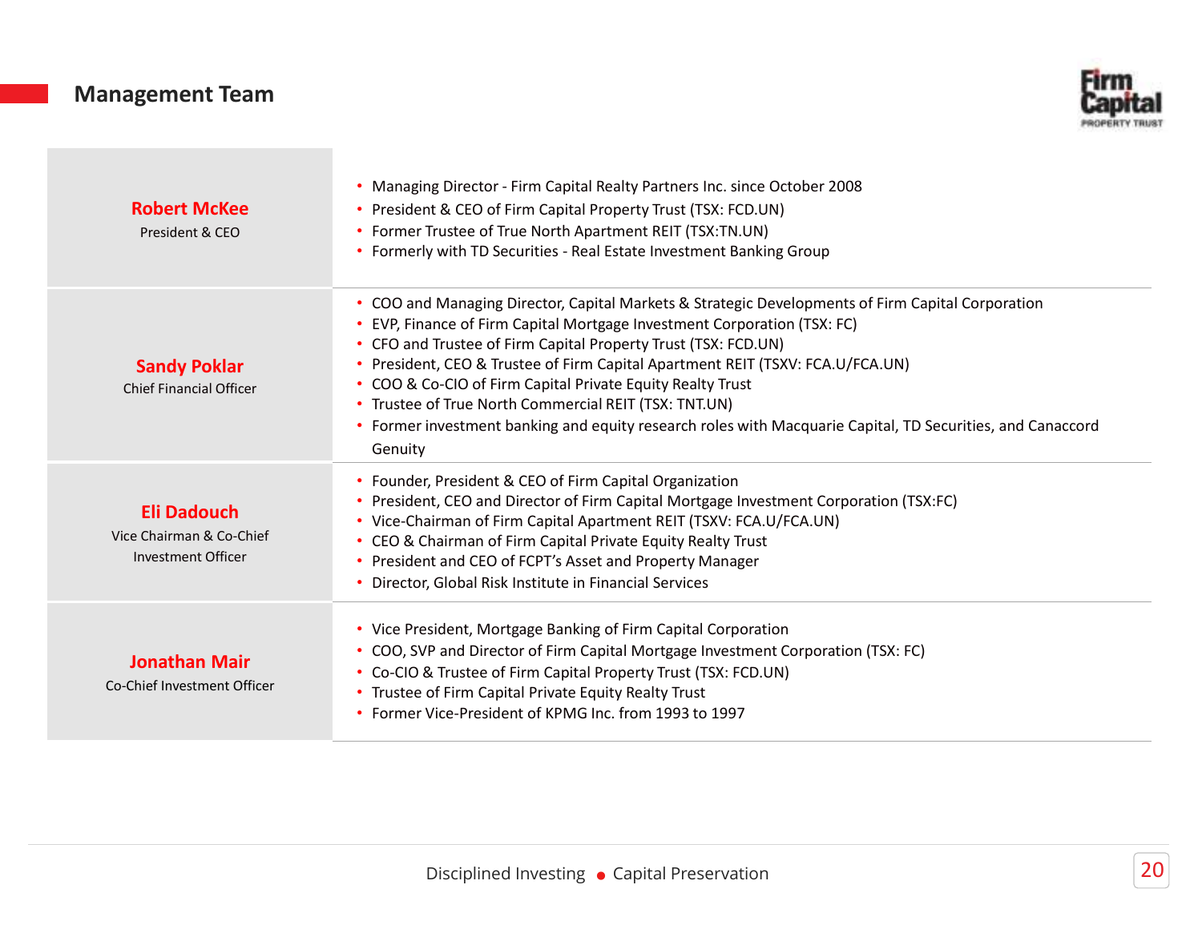## Management Team

| Name | Background |
|---|---|
| **Robert McKee**<br>President & CEO | • Managing Director - Firm Capital Realty Partners Inc. since October 2008<br>• President & CEO of Firm Capital Property Trust (TSX: FCD.UN)<br>• Former Trustee of True North Apartment REIT (TSX:TN.UN)<br>• Formerly with TD Securities - Real Estate Investment Banking Group |
| **Sandy Poklar**<br>Chief Financial Officer | • COO and Managing Director, Capital Markets & Strategic Developments of Firm Capital Corporation<br>• EVP, Finance of Firm Capital Mortgage Investment Corporation (TSX: FC)<br>• CFO and Trustee of Firm Capital Property Trust (TSX: FCD.UN)<br>• President, CEO & Trustee of Firm Capital Apartment REIT (TSXV: FCA.U/FCA.UN)<br>• COO & Co-CIO of Firm Capital Private Equity Realty Trust<br>• Trustee of True North Commercial REIT (TSX: TNT.UN)<br>• Former investment banking and equity research roles with Macquarie Capital, TD Securities, and Canaccord Genuity |
| **Eli Dadouch**<br>Vice Chairman & Co-Chief Investment Officer | • Founder, President & CEO of Firm Capital Organization<br>• President, CEO and Director of Firm Capital Mortgage Investment Corporation (TSX:FC)<br>• Vice-Chairman of Firm Capital Apartment REIT (TSXV: FCA.U/FCA.UN)<br>• CEO & Chairman of Firm Capital Private Equity Realty Trust<br>• President and CEO of FCPT's Asset and Property Manager<br>• Director, Global Risk Institute in Financial Services |
| **Jonathan Mair**<br>Co-Chief Investment Officer | • Vice President, Mortgage Banking of Firm Capital Corporation<br>• COO, SVP and Director of Firm Capital Mortgage Investment Corporation (TSX: FC)<br>• Co-CIO & Trustee of Firm Capital Property Trust (TSX: FCD.UN)<br>• Trustee of Firm Capital Private Equity Realty Trust<br>• Former Vice-President of KPMG Inc. from 1993 to 1997 |

Disciplined Investing ● Capital Preservation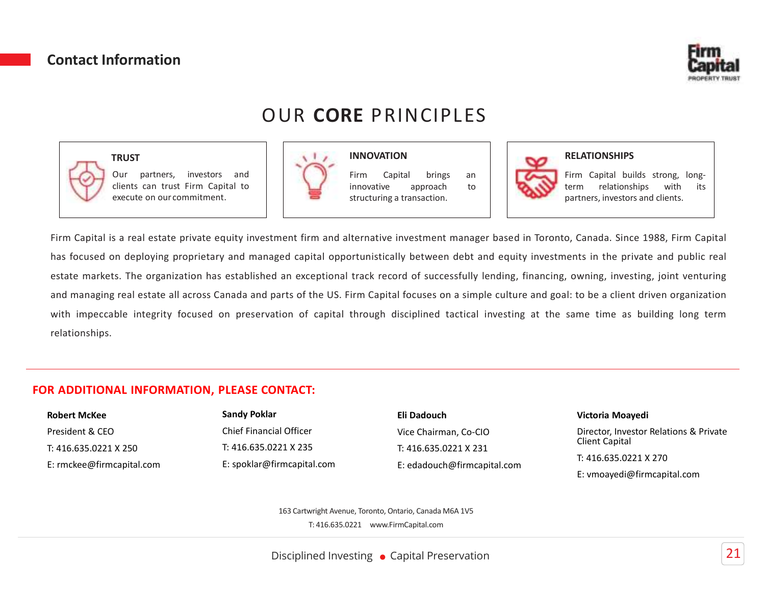## Contact Information

# OUR **CORE** PRINCIPLES

**TRUST**

Our partners, investors and clients can trust Firm Capital to execute on our commitment.

**INNOVATION**

Firm Capital brings an innovative approach to structuring a transaction.

**RELATIONSHIPS**

Firm Capital builds strong, long-term relationships with its partners, investors and clients.

Firm Capital is a real estate private equity investment firm and alternative investment manager based in Toronto, Canada. Since 1988, Firm Capital has focused on deploying proprietary and managed capital opportunistically between debt and equity investments in the private and public real estate markets. The organization has established an exceptional track record of successfully lending, financing, owning, investing, joint venturing and managing real estate all across Canada and parts of the US. Firm Capital focuses on a simple culture and goal: to be a client driven organization with impeccable integrity focused on preservation of capital through disciplined tactical investing at the same time as building long term relationships.

## FOR ADDITIONAL INFORMATION, PLEASE CONTACT:

**Robert McKee**
President & CEO
T: 416.635.0221 X 250
E: rmckee@firmcapital.com

**Sandy Poklar**
Chief Financial Officer
T: 416.635.0221 X 235
E: spoklar@firmcapital.com

**Eli Dadouch**
Vice Chairman, Co-CIO
T: 416.635.0221 X 231
E: edadouch@firmcapital.com

**Victoria Moayedi**
Director, Investor Relations & Private Client Capital
T: 416.635.0221 X 270
E: vmoayedi@firmcapital.com

163 Cartwright Avenue, Toronto, Ontario, Canada M6A 1V5
T: 416.635.0221 www.FirmCapital.com

Disciplined Investing • Capital Preservation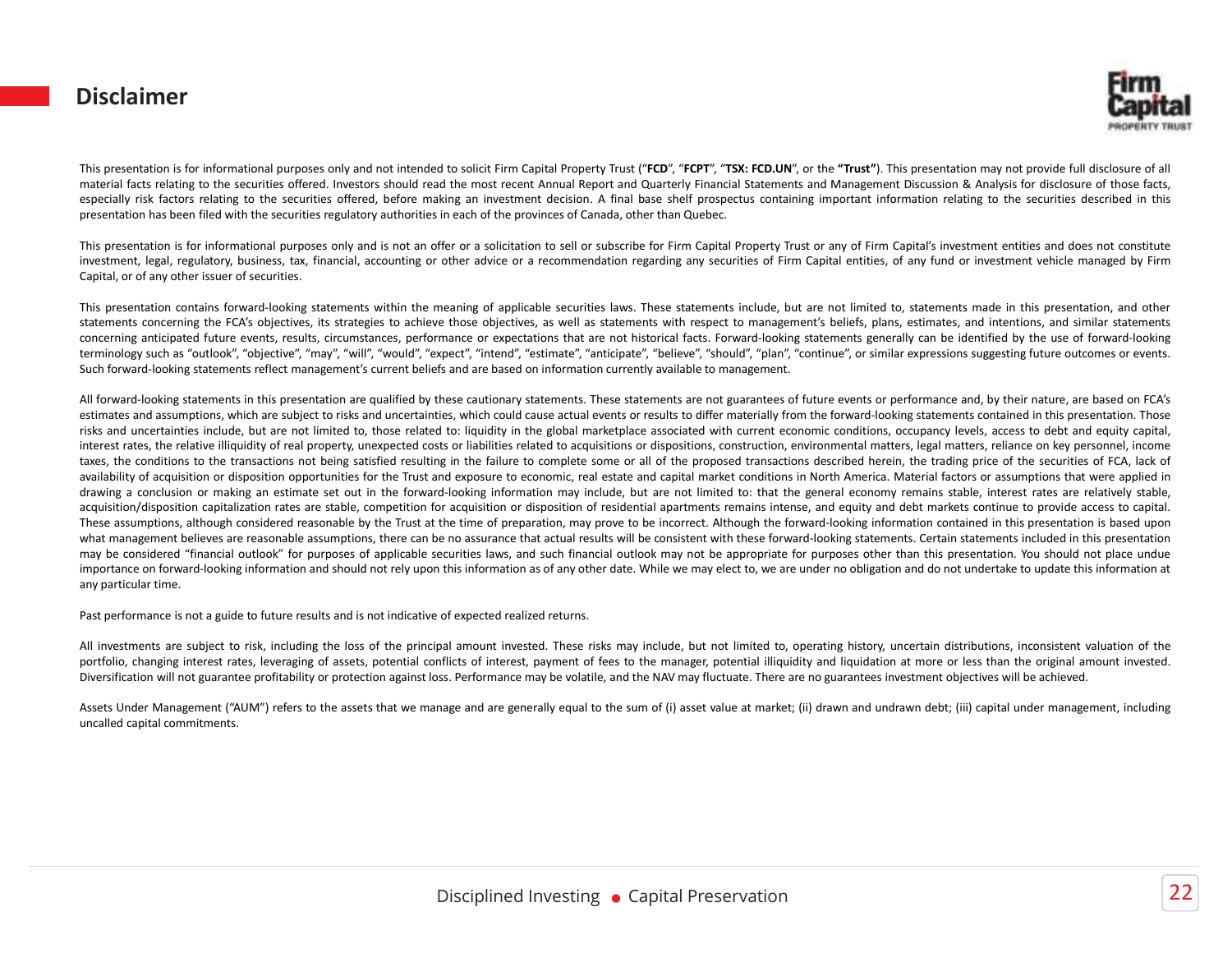# Disclaimer

This presentation is for informational purposes only and not intended to solicit Firm Capital Property Trust ("**FCD**", "**FCPT**", "**TSX: FCD.UN**", or the **"Trust"**). This presentation may not provide full disclosure of all material facts relating to the securities offered. Investors should read the most recent Annual Report and Quarterly Financial Statements and Management Discussion & Analysis for disclosure of those facts, especially risk factors relating to the securities offered, before making an investment decision. A final base shelf prospectus containing important information relating to the securities described in this presentation has been filed with the securities regulatory authorities in each of the provinces of Canada, other than Quebec.

This presentation is for informational purposes only and is not an offer or a solicitation to sell or subscribe for Firm Capital Property Trust or any of Firm Capital's investment entities and does not constitute investment, legal, regulatory, business, tax, financial, accounting or other advice or a recommendation regarding any securities of Firm Capital entities, of any fund or investment vehicle managed by Firm Capital, or of any other issuer of securities.

This presentation contains forward-looking statements within the meaning of applicable securities laws. These statements include, but are not limited to, statements made in this presentation, and other statements concerning the FCA's objectives, its strategies to achieve those objectives, as well as statements with respect to management's beliefs, plans, estimates, and intentions, and similar statements concerning anticipated future events, results, circumstances, performance or expectations that are not historical facts. Forward-looking statements generally can be identified by the use of forward-looking terminology such as "outlook", "objective", "may", "will", "would", "expect", "intend", "estimate", "anticipate", "believe", "should", "plan", "continue", or similar expressions suggesting future outcomes or events. Such forward-looking statements reflect management's current beliefs and are based on information currently available to management.

All forward-looking statements in this presentation are qualified by these cautionary statements. These statements are not guarantees of future events or performance and, by their nature, are based on FCA's estimates and assumptions, which are subject to risks and uncertainties, which could cause actual events or results to differ materially from the forward-looking statements contained in this presentation. Those risks and uncertainties include, but are not limited to, those related to: liquidity in the global marketplace associated with current economic conditions, occupancy levels, access to debt and equity capital, interest rates, the relative illiquidity of real property, unexpected costs or liabilities related to acquisitions or dispositions, construction, environmental matters, legal matters, reliance on key personnel, income taxes, the conditions to the transactions not being satisfied resulting in the failure to complete some or all of the proposed transactions described herein, the trading price of the securities of FCA, lack of availability of acquisition or disposition opportunities for the Trust and exposure to economic, real estate and capital market conditions in North America. Material factors or assumptions that were applied in drawing a conclusion or making an estimate set out in the forward-looking information may include, but are not limited to: that the general economy remains stable, interest rates are relatively stable, acquisition/disposition capitalization rates are stable, competition for acquisition or disposition of residential apartments remains intense, and equity and debt markets continue to provide access to capital. These assumptions, although considered reasonable by the Trust at the time of preparation, may prove to be incorrect. Although the forward-looking information contained in this presentation is based upon what management believes are reasonable assumptions, there can be no assurance that actual results will be consistent with these forward-looking statements. Certain statements included in this presentation may be considered "financial outlook" for purposes of applicable securities laws, and such financial outlook may not be appropriate for purposes other than this presentation. You should not place undue importance on forward-looking information and should not rely upon this information as of any other date. While we may elect to, we are under no obligation and do not undertake to update this information at any particular time.

Past performance is not a guide to future results and is not indicative of expected realized returns.

All investments are subject to risk, including the loss of the principal amount invested. These risks may include, but not limited to, operating history, uncertain distributions, inconsistent valuation of the portfolio, changing interest rates, leveraging of assets, potential conflicts of interest, payment of fees to the manager, potential illiquidity and liquidation at more or less than the original amount invested. Diversification will not guarantee profitability or protection against loss. Performance may be volatile, and the NAV may fluctuate. There are no guarantees investment objectives will be achieved.

Assets Under Management ("AUM") refers to the assets that we manage and are generally equal to the sum of (i) asset value at market; (ii) drawn and undrawn debt; (iii) capital under management, including uncalled capital commitments.